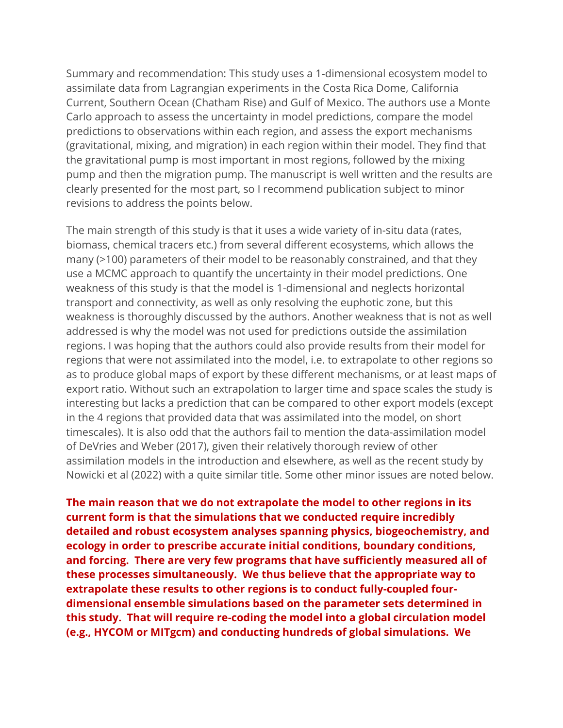Summary and recommendation: This study uses a 1-dimensional ecosystem model to assimilate data from Lagrangian experiments in the Costa Rica Dome, California Current, Southern Ocean (Chatham Rise) and Gulf of Mexico. The authors use a Monte Carlo approach to assess the uncertainty in model predictions, compare the model predictions to observations within each region, and assess the export mechanisms (gravitational, mixing, and migration) in each region within their model. They find that the gravitational pump is most important in most regions, followed by the mixing pump and then the migration pump. The manuscript is well written and the results are clearly presented for the most part, so I recommend publication subject to minor revisions to address the points below.

The main strength of this study is that it uses a wide variety of in-situ data (rates, biomass, chemical tracers etc.) from several different ecosystems, which allows the many (>100) parameters of their model to be reasonably constrained, and that they use a MCMC approach to quantify the uncertainty in their model predictions. One weakness of this study is that the model is 1-dimensional and neglects horizontal transport and connectivity, as well as only resolving the euphotic zone, but this weakness is thoroughly discussed by the authors. Another weakness that is not as well addressed is why the model was not used for predictions outside the assimilation regions. I was hoping that the authors could also provide results from their model for regions that were not assimilated into the model, i.e. to extrapolate to other regions so as to produce global maps of export by these different mechanisms, or at least maps of export ratio. Without such an extrapolation to larger time and space scales the study is interesting but lacks a prediction that can be compared to other export models (except in the 4 regions that provided data that was assimilated into the model, on short timescales). It is also odd that the authors fail to mention the data-assimilation model of DeVries and Weber (2017), given their relatively thorough review of other assimilation models in the introduction and elsewhere, as well as the recent study by Nowicki et al (2022) with a quite similar title. Some other minor issues are noted below.

**The main reason that we do not extrapolate the model to other regions in its current form is that the simulations that we conducted require incredibly detailed and robust ecosystem analyses spanning physics, biogeochemistry, and ecology in order to prescribe accurate initial conditions, boundary conditions, and forcing. There are very few programs that have sufficiently measured all of these processes simultaneously. We thus believe that the appropriate way to extrapolate these results to other regions is to conduct fully-coupled four-dimensional ensemble simulations based on the parameter sets determined in this study. That will require re-coding the model into a global circulation model (e.g., HYCOM or MITgcm) and conducting hundreds of global simulations. We**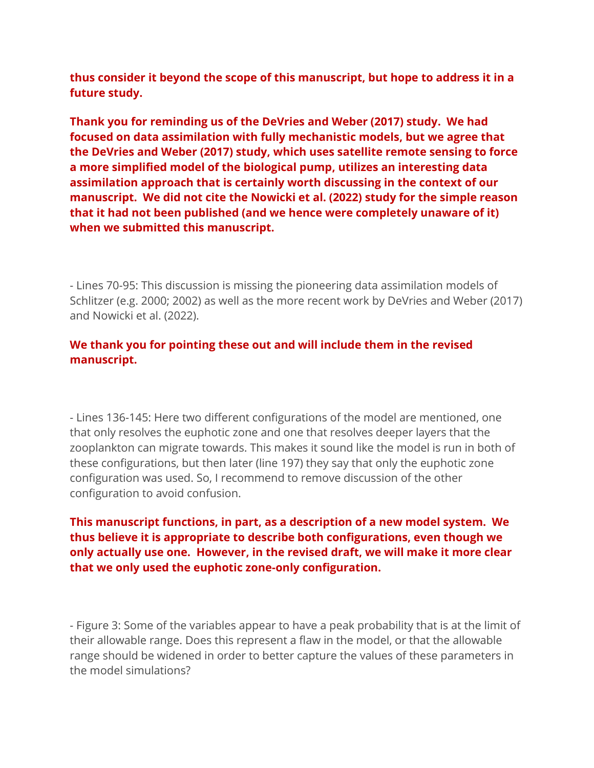**thus consider it beyond the scope of this manuscript, but hope to address it in a future study.**

**Thank you for reminding us of the DeVries and Weber (2017) study. We had focused on data assimilation with fully mechanistic models, but we agree that the DeVries and Weber (2017) study, which uses satellite remote sensing to force a more simplified model of the biological pump, utilizes an interesting data assimilation approach that is certainly worth discussing in the context of our manuscript. We did not cite the Nowicki et al. (2022) study for the simple reason that it had not been published (and we hence were completely unaware of it) when we submitted this manuscript.**

- Lines 70-95: This discussion is missing the pioneering data assimilation models of Schlitzer (e.g. 2000; 2002) as well as the more recent work by DeVries and Weber (2017) and Nowicki et al. (2022).

**We thank you for pointing these out and will include them in the revised manuscript.**

- Lines 136-145: Here two different configurations of the model are mentioned, one that only resolves the euphotic zone and one that resolves deeper layers that the zooplankton can migrate towards. This makes it sound like the model is run in both of these configurations, but then later (line 197) they say that only the euphotic zone configuration was used. So, I recommend to remove discussion of the other configuration to avoid confusion.

**This manuscript functions, in part, as a description of a new model system. We thus believe it is appropriate to describe both configurations, even though we only actually use one. However, in the revised draft, we will make it more clear that we only used the euphotic zone-only configuration.**

- Figure 3: Some of the variables appear to have a peak probability that is at the limit of their allowable range. Does this represent a flaw in the model, or that the allowable range should be widened in order to better capture the values of these parameters in the model simulations?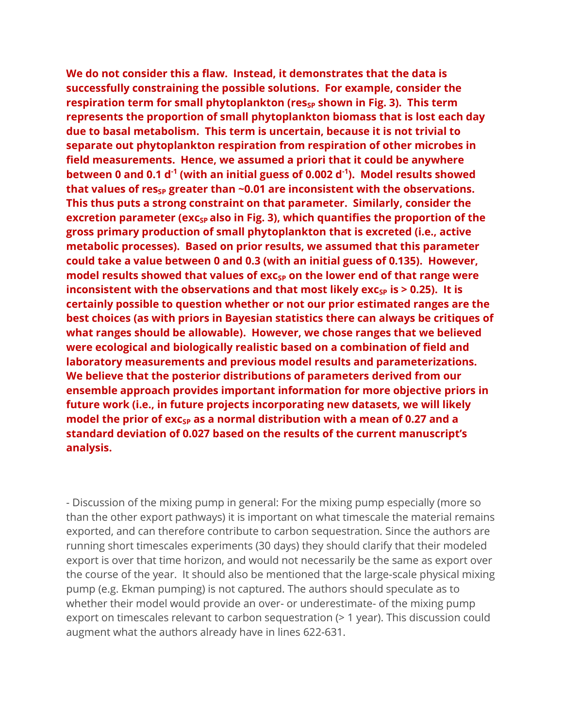**We do not consider this a flaw. Instead, it demonstrates that the data is successfully constraining the possible solutions. For example, consider the respiration term for small phytoplankton ($res_{SP}$ shown in Fig. 3). This term represents the proportion of small phytoplankton biomass that is lost each day due to basal metabolism. This term is uncertain, because it is not trivial to separate out phytoplankton respiration from respiration of other microbes in field measurements. Hence, we assumed a priori that it could be anywhere between 0 and 0.1 $d^{-1}$ (with an initial guess of 0.002 $d^{-1}$). Model results showed that values of $res_{SP}$ greater than ~0.01 are inconsistent with the observations. This thus puts a strong constraint on that parameter. Similarly, consider the excretion parameter ($exc_{SP}$ also in Fig. 3), which quantifies the proportion of the gross primary production of small phytoplankton that is excreted (i.e., active metabolic processes). Based on prior results, we assumed that this parameter could take a value between 0 and 0.3 (with an initial guess of 0.135). However, model results showed that values of $exc_{SP}$ on the lower end of that range were inconsistent with the observations and that most likely $exc_{SP}$ is > 0.25). It is certainly possible to question whether or not our prior estimated ranges are the best choices (as with priors in Bayesian statistics there can always be critiques of what ranges should be allowable). However, we chose ranges that we believed were ecological and biologically realistic based on a combination of field and laboratory measurements and previous model results and parameterizations. We believe that the posterior distributions of parameters derived from our ensemble approach provides important information for more objective priors in future work (i.e., in future projects incorporating new datasets, we will likely model the prior of $exc_{SP}$ as a normal distribution with a mean of 0.27 and a standard deviation of 0.027 based on the results of the current manuscript's analysis.**

- Discussion of the mixing pump in general: For the mixing pump especially (more so than the other export pathways) it is important on what timescale the material remains exported, and can therefore contribute to carbon sequestration. Since the authors are running short timescales experiments (30 days) they should clarify that their modeled export is over that time horizon, and would not necessarily be the same as export over the course of the year. It should also be mentioned that the large-scale physical mixing pump (e.g. Ekman pumping) is not captured. The authors should speculate as to whether their model would provide an over- or underestimate- of the mixing pump export on timescales relevant to carbon sequestration (> 1 year). This discussion could augment what the authors already have in lines 622-631.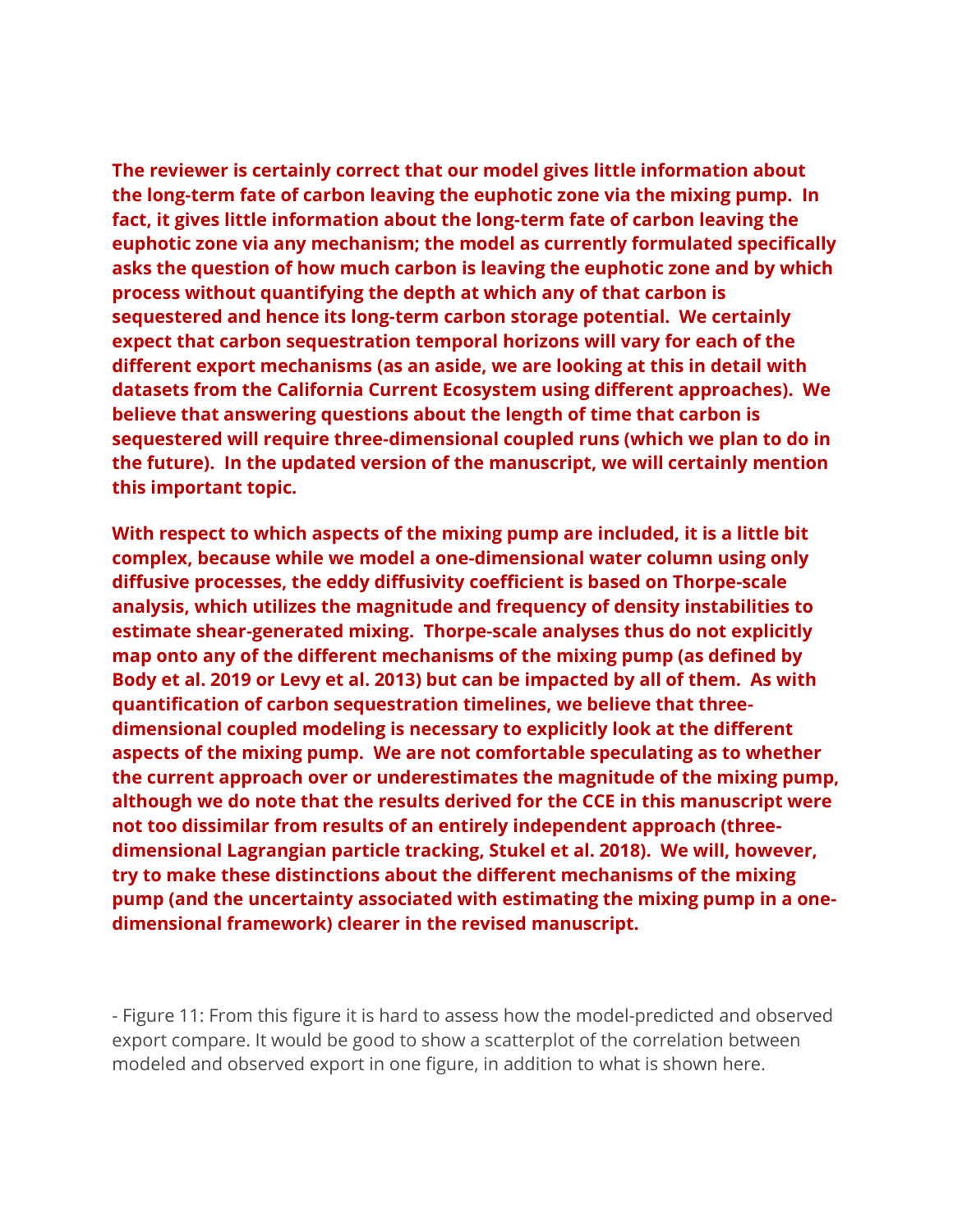**The reviewer is certainly correct that our model gives little information about the long-term fate of carbon leaving the euphotic zone via the mixing pump. In fact, it gives little information about the long-term fate of carbon leaving the euphotic zone via any mechanism; the model as currently formulated specifically asks the question of how much carbon is leaving the euphotic zone and by which process without quantifying the depth at which any of that carbon is sequestered and hence its long-term carbon storage potential. We certainly expect that carbon sequestration temporal horizons will vary for each of the different export mechanisms (as an aside, we are looking at this in detail with datasets from the California Current Ecosystem using different approaches). We believe that answering questions about the length of time that carbon is sequestered will require three-dimensional coupled runs (which we plan to do in the future). In the updated version of the manuscript, we will certainly mention this important topic.**

**With respect to which aspects of the mixing pump are included, it is a little bit complex, because while we model a one-dimensional water column using only diffusive processes, the eddy diffusivity coefficient is based on Thorpe-scale analysis, which utilizes the magnitude and frequency of density instabilities to estimate shear-generated mixing. Thorpe-scale analyses thus do not explicitly map onto any of the different mechanisms of the mixing pump (as defined by Body et al. 2019 or Levy et al. 2013) but can be impacted by all of them. As with quantification of carbon sequestration timelines, we believe that three-dimensional coupled modeling is necessary to explicitly look at the different aspects of the mixing pump. We are not comfortable speculating as to whether the current approach over or underestimates the magnitude of the mixing pump, although we do note that the results derived for the CCE in this manuscript were not too dissimilar from results of an entirely independent approach (three-dimensional Lagrangian particle tracking, Stukel et al. 2018). We will, however, try to make these distinctions about the different mechanisms of the mixing pump (and the uncertainty associated with estimating the mixing pump in a one-dimensional framework) clearer in the revised manuscript.**

- Figure 11: From this figure it is hard to assess how the model-predicted and observed export compare. It would be good to show a scatterplot of the correlation between modeled and observed export in one figure, in addition to what is shown here.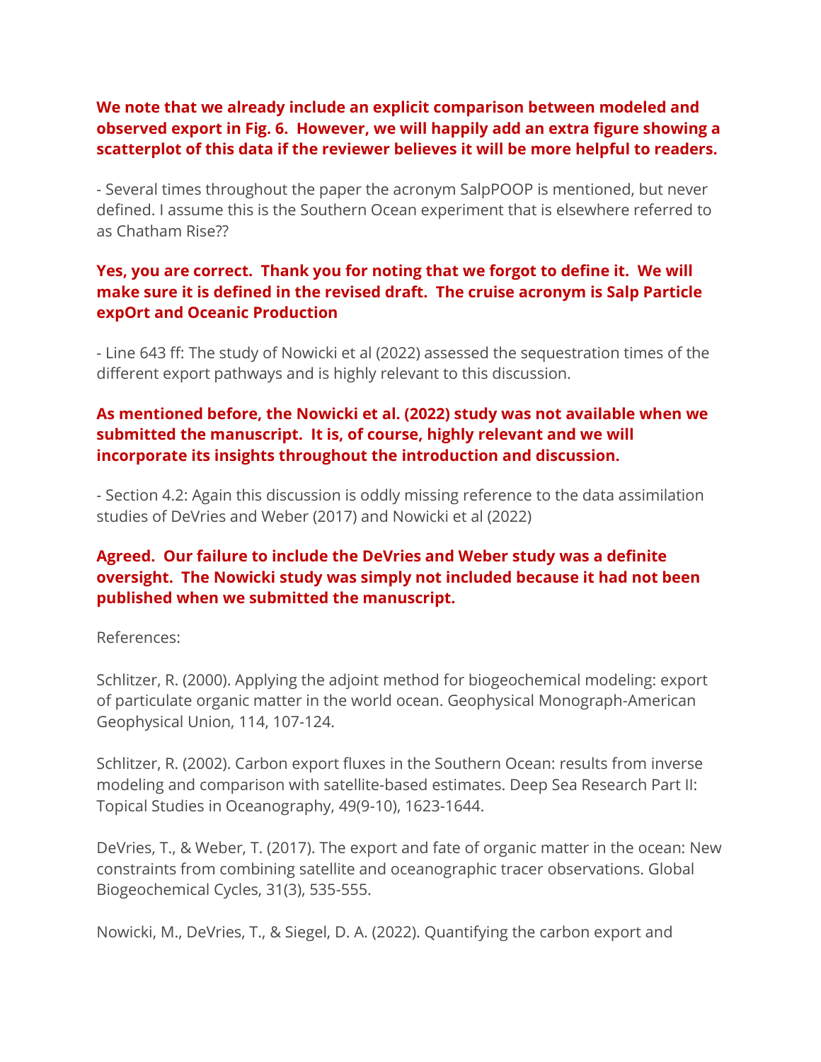**We note that we already include an explicit comparison between modeled and observed export in Fig. 6. However, we will happily add an extra figure showing a scatterplot of this data if the reviewer believes it will be more helpful to readers.**

- Several times throughout the paper the acronym SalpPOOP is mentioned, but never defined. I assume this is the Southern Ocean experiment that is elsewhere referred to as Chatham Rise??

**Yes, you are correct. Thank you for noting that we forgot to define it. We will make sure it is defined in the revised draft. The cruise acronym is Salp Particle expOrt and Oceanic Production**

- Line 643 ff: The study of Nowicki et al (2022) assessed the sequestration times of the different export pathways and is highly relevant to this discussion.

**As mentioned before, the Nowicki et al. (2022) study was not available when we submitted the manuscript. It is, of course, highly relevant and we will incorporate its insights throughout the introduction and discussion.**

- Section 4.2: Again this discussion is oddly missing reference to the data assimilation studies of DeVries and Weber (2017) and Nowicki et al (2022)

**Agreed. Our failure to include the DeVries and Weber study was a definite oversight. The Nowicki study was simply not included because it had not been published when we submitted the manuscript.**

References:

Schlitzer, R. (2000). Applying the adjoint method for biogeochemical modeling: export of particulate organic matter in the world ocean. Geophysical Monograph-American Geophysical Union, 114, 107-124.

Schlitzer, R. (2002). Carbon export fluxes in the Southern Ocean: results from inverse modeling and comparison with satellite-based estimates. Deep Sea Research Part II: Topical Studies in Oceanography, 49(9-10), 1623-1644.

DeVries, T., & Weber, T. (2017). The export and fate of organic matter in the ocean: New constraints from combining satellite and oceanographic tracer observations. Global Biogeochemical Cycles, 31(3), 535-555.

Nowicki, M., DeVries, T., & Siegel, D. A. (2022). Quantifying the carbon export and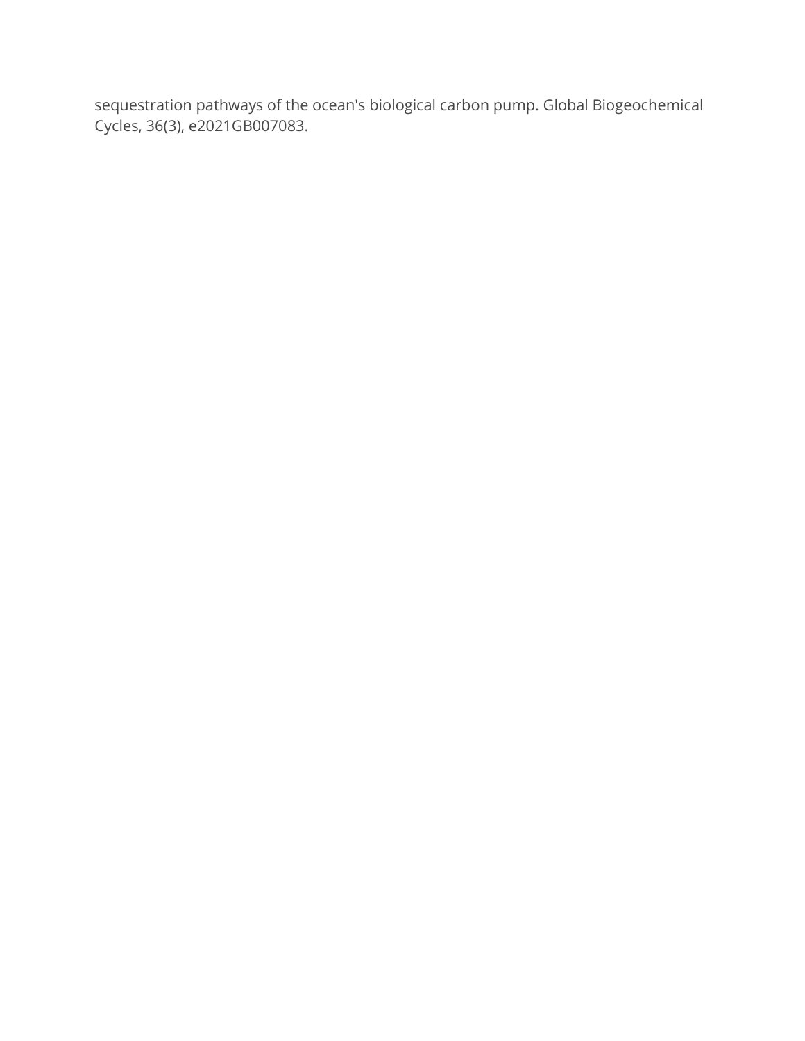sequestration pathways of the ocean's biological carbon pump. Global Biogeochemical Cycles, 36(3), e2021GB007083.